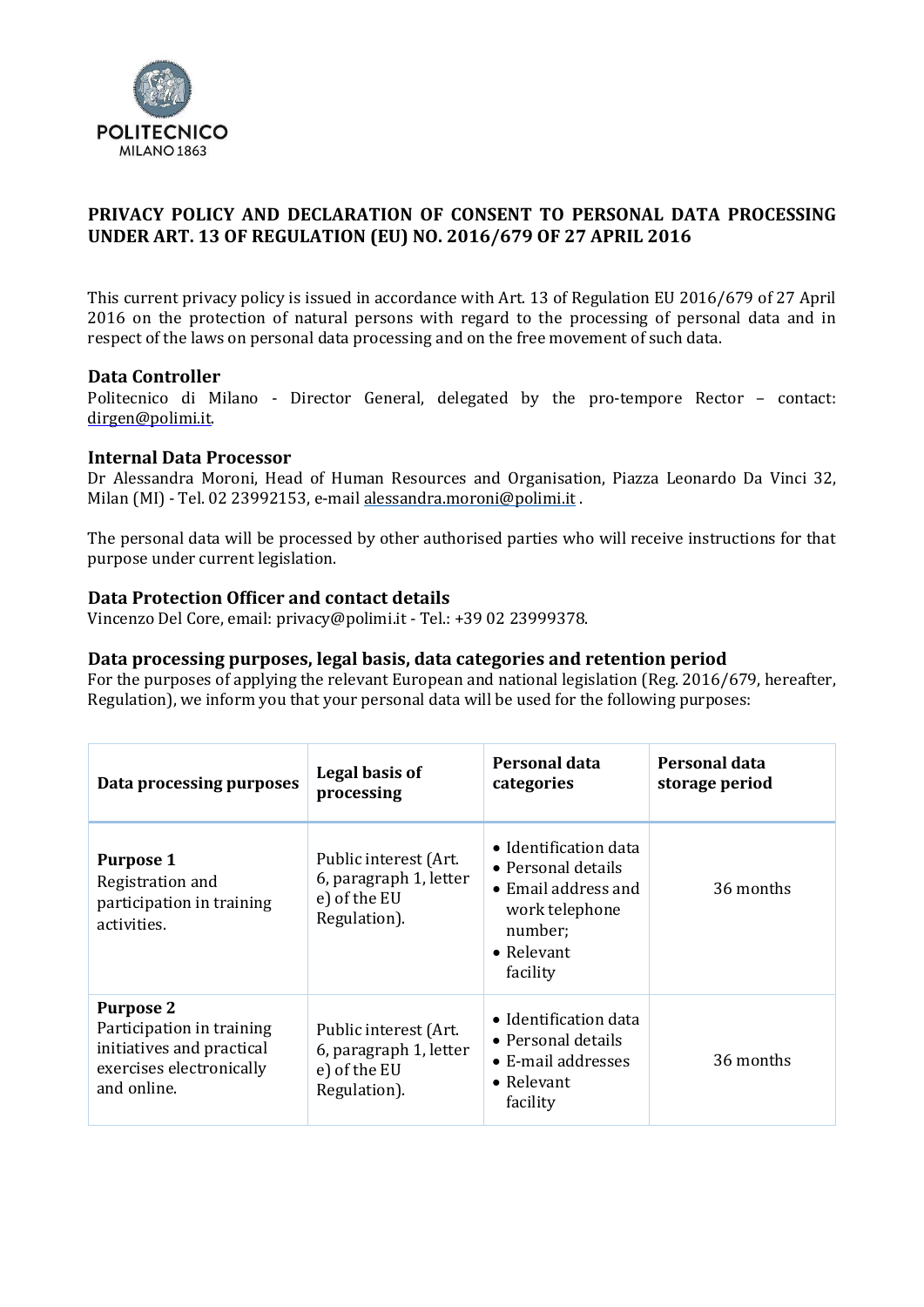# PRIVACY POLICY AND DECLARATION OF CONSENT TO PERSONAL DATA PROCESSING UNDER ART. 13 OF REGULATION (EU) NO. 2016/679 OF 27 APRIL 2016

This current privacy policy is issued in accordance with Art. 13 of Regulation EU 2016/679 of 27 April 2016 on the protection of natural persons with regard to the processing of personal data and in respect of the laws on personal data processing and on the free movement of such data.

## Data Controller

Politecnico di Milano - Director General, delegated by the pro-tempore Rector – contact: dirgen@polimi.it.

## Internal Data Processor

Dr Alessandra Moroni, Head of Human Resources and Organisation, Piazza Leonardo Da Vinci 32, Milan (MI) - Tel. 02 23992153, e-mail alessandra.moroni@polimi.it .

The personal data will be processed by other authorised parties who will receive instructions for that purpose under current legislation.

## Data Protection Officer and contact details

Vincenzo Del Core, email: privacy@polimi.it - Tel.: +39 02 23999378.

## Data processing purposes, legal basis, data categories and retention period

For the purposes of applying the relevant European and national legislation (Reg. 2016/679, hereafter, Regulation), we inform you that your personal data will be used for the following purposes:

| Data processing purposes | Legal basis of processing | Personal data categories | Personal data storage period |
|---|---|---|---|
| **Purpose 1** Registration and participation in training activities. | Public interest (Art. 6, paragraph 1, letter e) of the EU Regulation). | • Identification data<br>• Personal details<br>• Email address and work telephone number;<br>• Relevant facility | 36 months |
| **Purpose 2** Participation in training initiatives and practical exercises electronically and online. | Public interest (Art. 6, paragraph 1, letter e) of the EU Regulation). | • Identification data<br>• Personal details<br>• E-mail addresses<br>• Relevant facility | 36 months |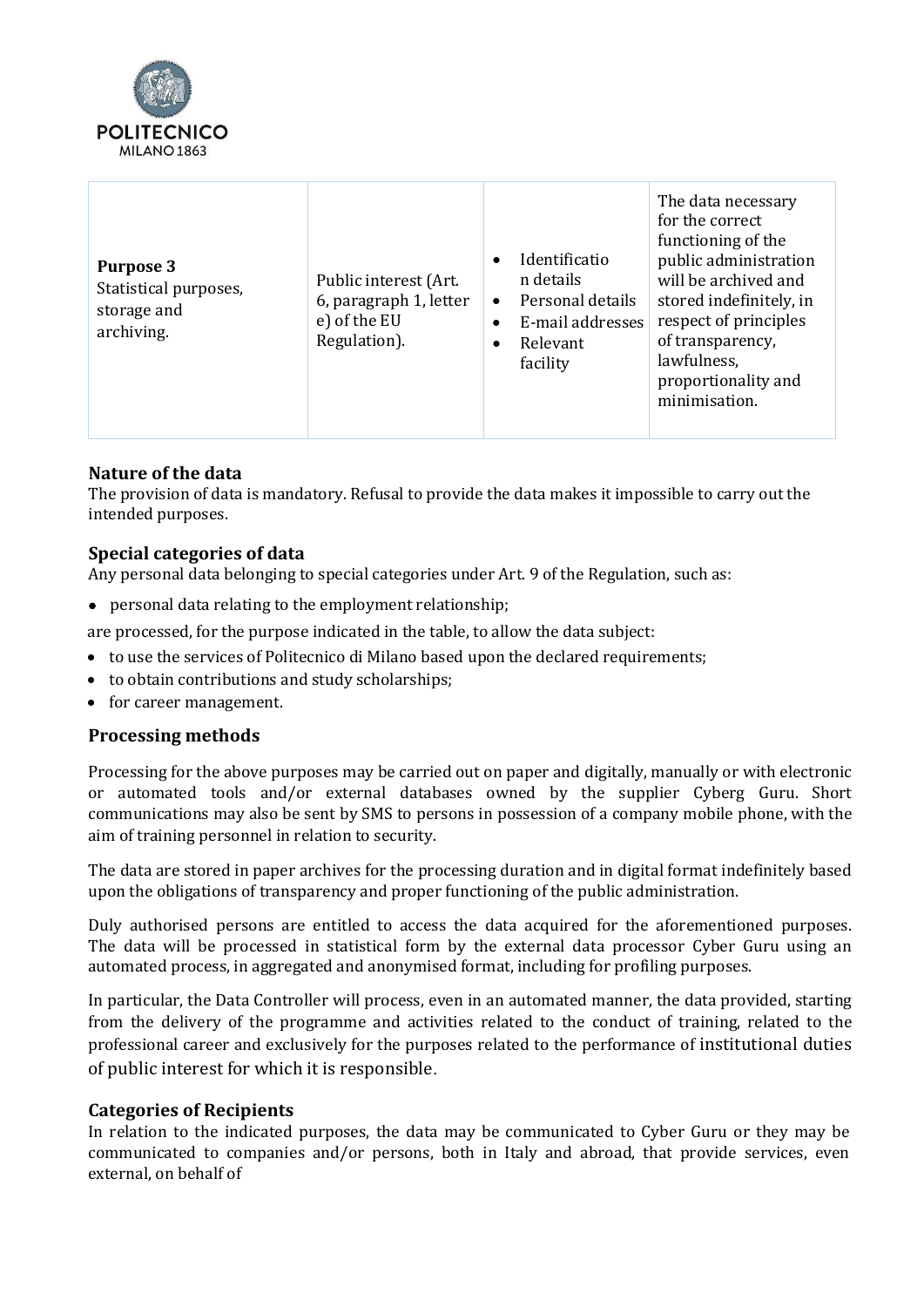| **Purpose 3** Statistical purposes, storage and archiving. | Public interest (Art. 6, paragraph 1, letter e) of the EU Regulation). | • Identification details<br>• Personal details<br>• E-mail addresses<br>• Relevant facility | The data necessary for the correct functioning of the public administration will be archived and stored indefinitely, in respect of principles of transparency, lawfulness, proportionality and minimisation. |
|---|---|---|---|

### Nature of the data

The provision of data is mandatory. Refusal to provide the data makes it impossible to carry out the intended purposes.

### Special categories of data

Any personal data belonging to special categories under Art. 9 of the Regulation, such as:

- personal data relating to the employment relationship;

are processed, for the purpose indicated in the table, to allow the data subject:

- to use the services of Politecnico di Milano based upon the declared requirements;
- to obtain contributions and study scholarships;
- for career management.

### Processing methods

Processing for the above purposes may be carried out on paper and digitally, manually or with electronic or automated tools and/or external databases owned by the supplier Cyberg Guru. Short communications may also be sent by SMS to persons in possession of a company mobile phone, with the aim of training personnel in relation to security.

The data are stored in paper archives for the processing duration and in digital format indefinitely based upon the obligations of transparency and proper functioning of the public administration.

Duly authorised persons are entitled to access the data acquired for the aforementioned purposes. The data will be processed in statistical form by the external data processor Cyber Guru using an automated process, in aggregated and anonymised format, including for profiling purposes.

In particular, the Data Controller will process, even in an automated manner, the data provided, starting from the delivery of the programme and activities related to the conduct of training, related to the professional career and exclusively for the purposes related to the performance of institutional duties of public interest for which it is responsible.

### Categories of Recipients

In relation to the indicated purposes, the data may be communicated to Cyber Guru or they may be communicated to companies and/or persons, both in Italy and abroad, that provide services, even external, on behalf of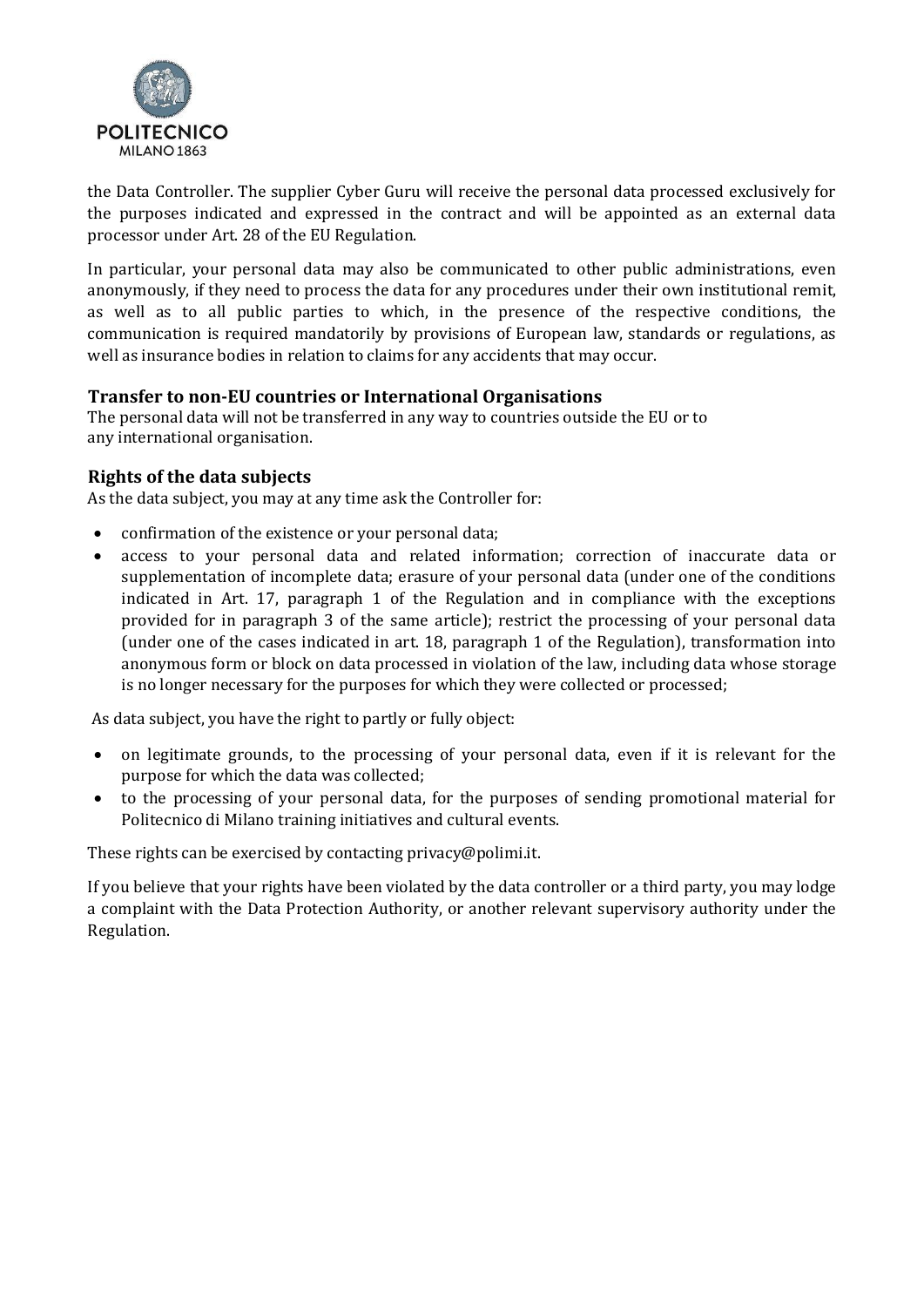the Data Controller. The supplier Cyber Guru will receive the personal data processed exclusively for the purposes indicated and expressed in the contract and will be appointed as an external data processor under Art. 28 of the EU Regulation.

In particular, your personal data may also be communicated to other public administrations, even anonymously, if they need to process the data for any procedures under their own institutional remit, as well as to all public parties to which, in the presence of the respective conditions, the communication is required mandatorily by provisions of European law, standards or regulations, as well as insurance bodies in relation to claims for any accidents that may occur.

### Transfer to non-EU countries or International Organisations

The personal data will not be transferred in any way to countries outside the EU or to any international organisation.

### Rights of the data subjects

As the data subject, you may at any time ask the Controller for:

- confirmation of the existence or your personal data;
- access to your personal data and related information; correction of inaccurate data or supplementation of incomplete data; erasure of your personal data (under one of the conditions indicated in Art. 17, paragraph 1 of the Regulation and in compliance with the exceptions provided for in paragraph 3 of the same article); restrict the processing of your personal data (under one of the cases indicated in art. 18, paragraph 1 of the Regulation), transformation into anonymous form or block on data processed in violation of the law, including data whose storage is no longer necessary for the purposes for which they were collected or processed;

As data subject, you have the right to partly or fully object:

- on legitimate grounds, to the processing of your personal data, even if it is relevant for the purpose for which the data was collected;
- to the processing of your personal data, for the purposes of sending promotional material for Politecnico di Milano training initiatives and cultural events.

These rights can be exercised by contacting privacy@polimi.it.

If you believe that your rights have been violated by the data controller or a third party, you may lodge a complaint with the Data Protection Authority, or another relevant supervisory authority under the Regulation.